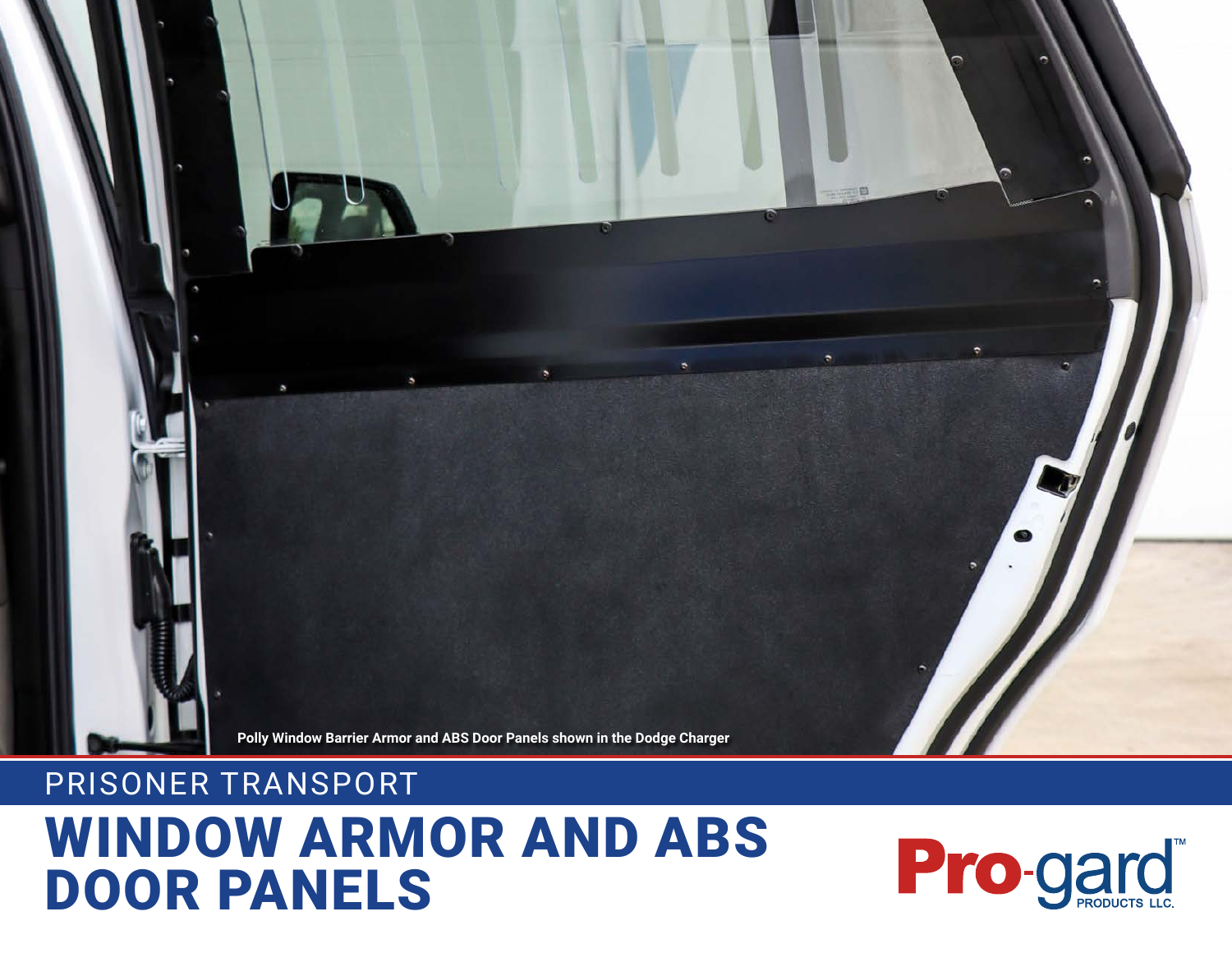Polly Window Barrier Armor and ABS Door Panels shown in the Dodge Charger

PRISONER TRANSPORT

# WINDOW ARMOR AND ABS DOOR PANELS

Pro-gard™ PRODUCTS LLC.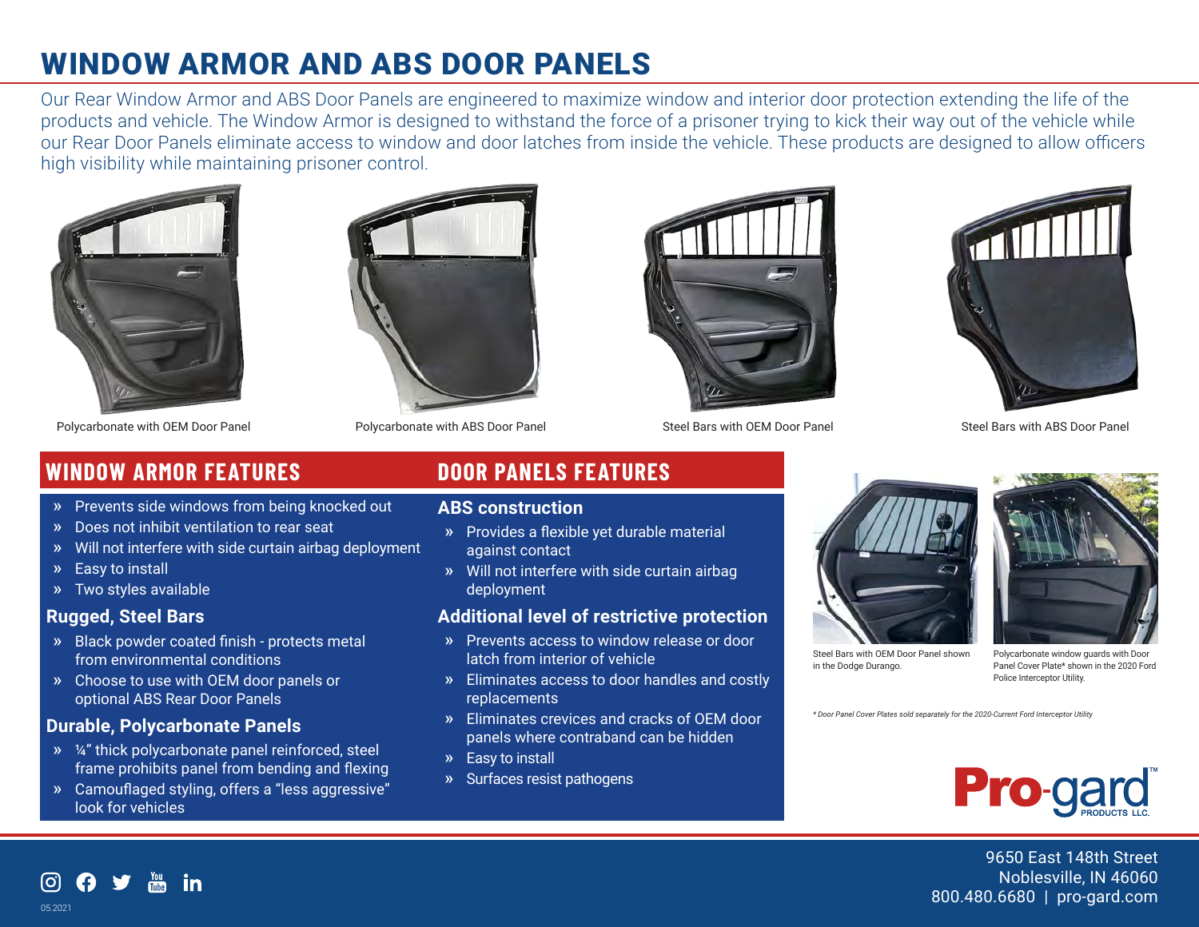# WINDOW ARMOR AND ABS DOOR PANELS

Our Rear Window Armor and ABS Door Panels are engineered to maximize window and interior door protection extending the life of the products and vehicle. The Window Armor is designed to withstand the force of a prisoner trying to kick their way out of the vehicle while our Rear Door Panels eliminate access to window and door latches from inside the vehicle. These products are designed to allow officers high visibility while maintaining prisoner control.

Polycarbonate with OEM Door Panel

Polycarbonate with ABS Door Panel

Steel Bars with OEM Door Panel

Steel Bars with ABS Door Panel

## WINDOW ARMOR FEATURES

- Prevents side windows from being knocked out
- Does not inhibit ventilation to rear seat
- Will not interfere with side curtain airbag deployment
- Easy to install
- Two styles available

### Rugged, Steel Bars

- Black powder coated finish - protects metal from environmental conditions
- Choose to use with OEM door panels or optional ABS Rear Door Panels

### Durable, Polycarbonate Panels

- ¼" thick polycarbonate panel reinforced, steel frame prohibits panel from bending and flexing
- Camouflaged styling, offers a "less aggressive" look for vehicles

## DOOR PANELS FEATURES

### ABS construction

- Provides a flexible yet durable material against contact
- Will not interfere with side curtain airbag deployment

### Additional level of restrictive protection

- Prevents access to window release or door latch from interior of vehicle
- Eliminates access to door handles and costly replacements
- Eliminates crevices and cracks of OEM door panels where contraband can be hidden
- Easy to install
- Surfaces resist pathogens

Steel Bars with OEM Door Panel shown in the Dodge Durango.

Polycarbonate window guards with Door Panel Cover Plate* shown in the 2020 Ford Police Interceptor Utility.

*\* Door Panel Cover Plates sold separately for the 2020-Current Ford Interceptor Utility*

Pro-gard™ PRODUCTS LLC.

9650 East 148th Street
Noblesville, IN 46060
800.480.6680 | pro-gard.com

05.2021